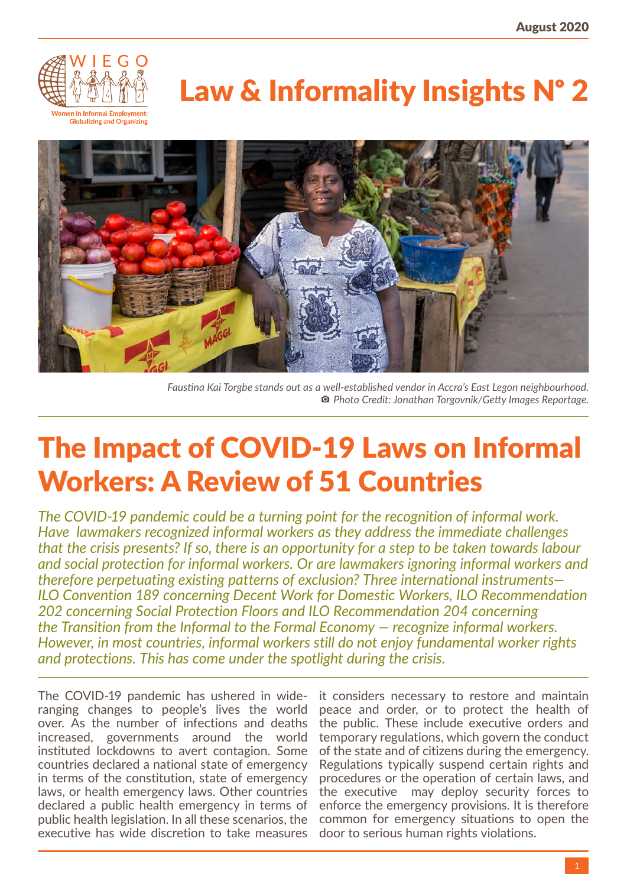August 2020

WIEGO

Women in Informal Employment: Globalizing and Organizing

# Law & Informality Insights Nº 2

*Faustina Kai Torgbe stands out as a well-established vendor in Accra's East Legon neighbourhood. Photo Credit: Jonathan Torgovnik/Getty Images Reportage.*

## The Impact of COVID-19 Laws on Informal Workers: A Review of 51 Countries

*The COVID-19 pandemic could be a turning point for the recognition of informal work. Have lawmakers recognized informal workers as they address the immediate challenges that the crisis presents? If so, there is an opportunity for a step to be taken towards labour and social protection for informal workers. Or are lawmakers ignoring informal workers and therefore perpetuating existing patterns of exclusion? Three international instruments— ILO Convention 189 concerning Decent Work for Domestic Workers, ILO Recommendation 202 concerning Social Protection Floors and ILO Recommendation 204 concerning the Transition from the Informal to the Formal Economy — recognize informal workers. However, in most countries, informal workers still do not enjoy fundamental worker rights and protections. This has come under the spotlight during the crisis.*

The COVID-19 pandemic has ushered in wide-ranging changes to people's lives the world over. As the number of infections and deaths increased, governments around the world instituted lockdowns to avert contagion. Some countries declared a national state of emergency in terms of the constitution, state of emergency laws, or health emergency laws. Other countries declared a public health emergency in terms of public health legislation. In all these scenarios, the executive has wide discretion to take measures it considers necessary to restore and maintain peace and order, or to protect the health of the public. These include executive orders and temporary regulations, which govern the conduct of the state and of citizens during the emergency. Regulations typically suspend certain rights and procedures or the operation of certain laws, and the executive may deploy security forces to enforce the emergency provisions. It is therefore common for emergency situations to open the door to serious human rights violations.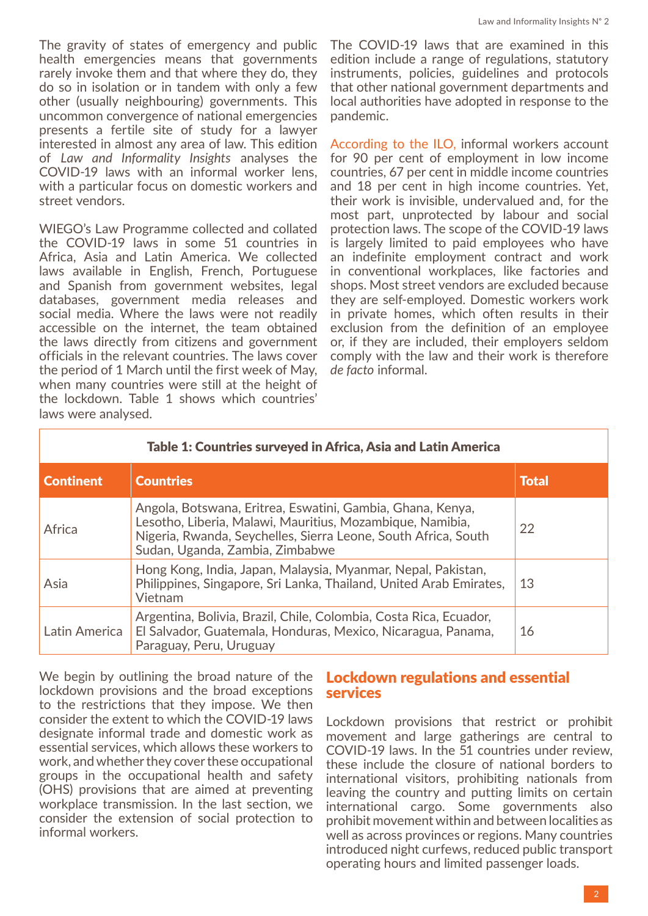The gravity of states of emergency and public health emergencies means that governments rarely invoke them and that where they do, they do so in isolation or in tandem with only a few other (usually neighbouring) governments. This uncommon convergence of national emergencies presents a fertile site of study for a lawyer interested in almost any area of law. This edition of *Law and Informality Insights* analyses the COVID-19 laws with an informal worker lens, with a particular focus on domestic workers and street vendors.

WIEGO's Law Programme collected and collated the COVID-19 laws in some 51 countries in Africa, Asia and Latin America. We collected laws available in English, French, Portuguese and Spanish from government websites, legal databases, government media releases and social media. Where the laws were not readily accessible on the internet, the team obtained the laws directly from citizens and government officials in the relevant countries. The laws cover the period of 1 March until the first week of May, when many countries were still at the height of the lockdown. Table 1 shows which countries' laws were analysed.

The COVID-19 laws that are examined in this edition include a range of regulations, statutory instruments, policies, guidelines and protocols that other national government departments and local authorities have adopted in response to the pandemic.

According to the ILO, informal workers account for 90 per cent of employment in low income countries, 67 per cent in middle income countries and 18 per cent in high income countries. Yet, their work is invisible, undervalued and, for the most part, unprotected by labour and social protection laws. The scope of the COVID-19 laws is largely limited to paid employees who have an indefinite employment contract and work in conventional workplaces, like factories and shops. Most street vendors are excluded because they are self-employed. Domestic workers work in private homes, which often results in their exclusion from the definition of an employee or, if they are included, their employers seldom comply with the law and their work is therefore *de facto* informal.

**Table 1: Countries surveyed in Africa, Asia and Latin America**

| Continent | Countries | Total |
|---|---|---|
| Africa | Angola, Botswana, Eritrea, Eswatini, Gambia, Ghana, Kenya, Lesotho, Liberia, Malawi, Mauritius, Mozambique, Namibia, Nigeria, Rwanda, Seychelles, Sierra Leone, South Africa, South Sudan, Uganda, Zambia, Zimbabwe | 22 |
| Asia | Hong Kong, India, Japan, Malaysia, Myanmar, Nepal, Pakistan, Philippines, Singapore, Sri Lanka, Thailand, United Arab Emirates, Vietnam | 13 |
| Latin America | Argentina, Bolivia, Brazil, Chile, Colombia, Costa Rica, Ecuador, El Salvador, Guatemala, Honduras, Mexico, Nicaragua, Panama, Paraguay, Peru, Uruguay | 16 |

We begin by outlining the broad nature of the lockdown provisions and the broad exceptions to the restrictions that they impose. We then consider the extent to which the COVID-19 laws designate informal trade and domestic work as essential services, which allows these workers to work, and whether they cover these occupational groups in the occupational health and safety (OHS) provisions that are aimed at preventing workplace transmission. In the last section, we consider the extension of social protection to informal workers.

## Lockdown regulations and essential services

Lockdown provisions that restrict or prohibit movement and large gatherings are central to COVID-19 laws. In the 51 countries under review, these include the closure of national borders to international visitors, prohibiting nationals from leaving the country and putting limits on certain international cargo. Some governments also prohibit movement within and between localities as well as across provinces or regions. Many countries introduced night curfews, reduced public transport operating hours and limited passenger loads.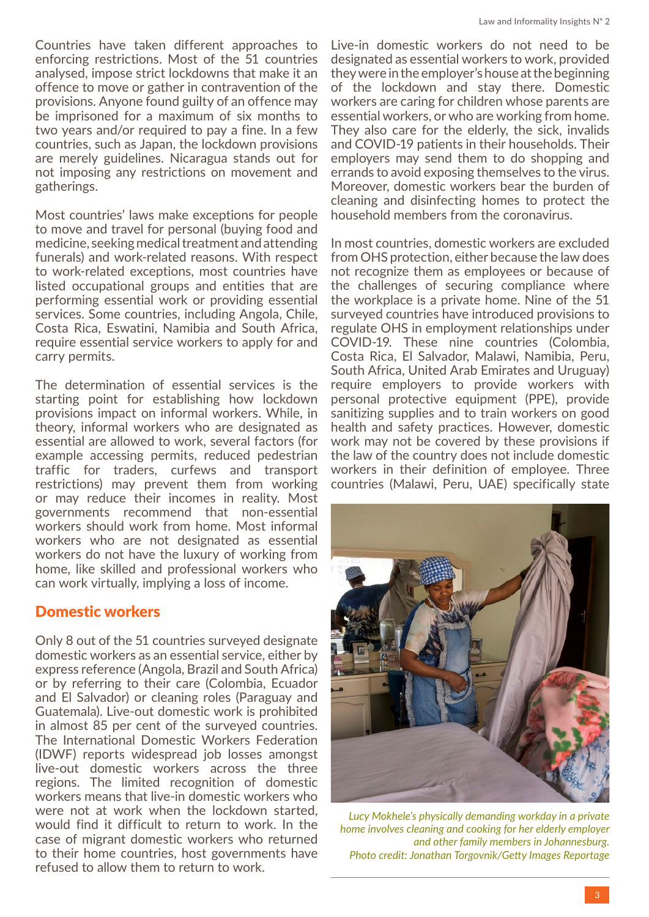Countries have taken different approaches to enforcing restrictions. Most of the 51 countries analysed, impose strict lockdowns that make it an offence to move or gather in contravention of the provisions. Anyone found guilty of an offence may be imprisoned for a maximum of six months to two years and/or required to pay a fine. In a few countries, such as Japan, the lockdown provisions are merely guidelines. Nicaragua stands out for not imposing any restrictions on movement and gatherings.

Most countries' laws make exceptions for people to move and travel for personal (buying food and medicine, seeking medical treatment and attending funerals) and work-related reasons. With respect to work-related exceptions, most countries have listed occupational groups and entities that are performing essential work or providing essential services. Some countries, including Angola, Chile, Costa Rica, Eswatini, Namibia and South Africa, require essential service workers to apply for and carry permits.

The determination of essential services is the starting point for establishing how lockdown provisions impact on informal workers. While, in theory, informal workers who are designated as essential are allowed to work, several factors (for example accessing permits, reduced pedestrian traffic for traders, curfews and transport restrictions) may prevent them from working or may reduce their incomes in reality. Most governments recommend that non-essential workers should work from home. Most informal workers who are not designated as essential workers do not have the luxury of working from home, like skilled and professional workers who can work virtually, implying a loss of income.

## Domestic workers

Only 8 out of the 51 countries surveyed designate domestic workers as an essential service, either by express reference (Angola, Brazil and South Africa) or by referring to their care (Colombia, Ecuador and El Salvador) or cleaning roles (Paraguay and Guatemala). Live-out domestic work is prohibited in almost 85 per cent of the surveyed countries. The International Domestic Workers Federation (IDWF) reports widespread job losses amongst live-out domestic workers across the three regions. The limited recognition of domestic workers means that live-in domestic workers who were not at work when the lockdown started, would find it difficult to return to work. In the case of migrant domestic workers who returned to their home countries, host governments have refused to allow them to return to work.

Live-in domestic workers do not need to be designated as essential workers to work, provided they were in the employer's house at the beginning of the lockdown and stay there. Domestic workers are caring for children whose parents are essential workers, or who are working from home. They also care for the elderly, the sick, invalids and COVID-19 patients in their households. Their employers may send them to do shopping and errands to avoid exposing themselves to the virus. Moreover, domestic workers bear the burden of cleaning and disinfecting homes to protect the household members from the coronavirus.

In most countries, domestic workers are excluded from OHS protection, either because the law does not recognize them as employees or because of the challenges of securing compliance where the workplace is a private home. Nine of the 51 surveyed countries have introduced provisions to regulate OHS in employment relationships under COVID-19. These nine countries (Colombia, Costa Rica, El Salvador, Malawi, Namibia, Peru, South Africa, United Arab Emirates and Uruguay) require employers to provide workers with personal protective equipment (PPE), provide sanitizing supplies and to train workers on good health and safety practices. However, domestic work may not be covered by these provisions if the law of the country does not include domestic workers in their definition of employee. Three countries (Malawi, Peru, UAE) specifically state

*Lucy Mokhele's physically demanding workday in a private home involves cleaning and cooking for her elderly employer and other family members in Johannesburg. Photo credit: Jonathan Torgovnik/Getty Images Reportage*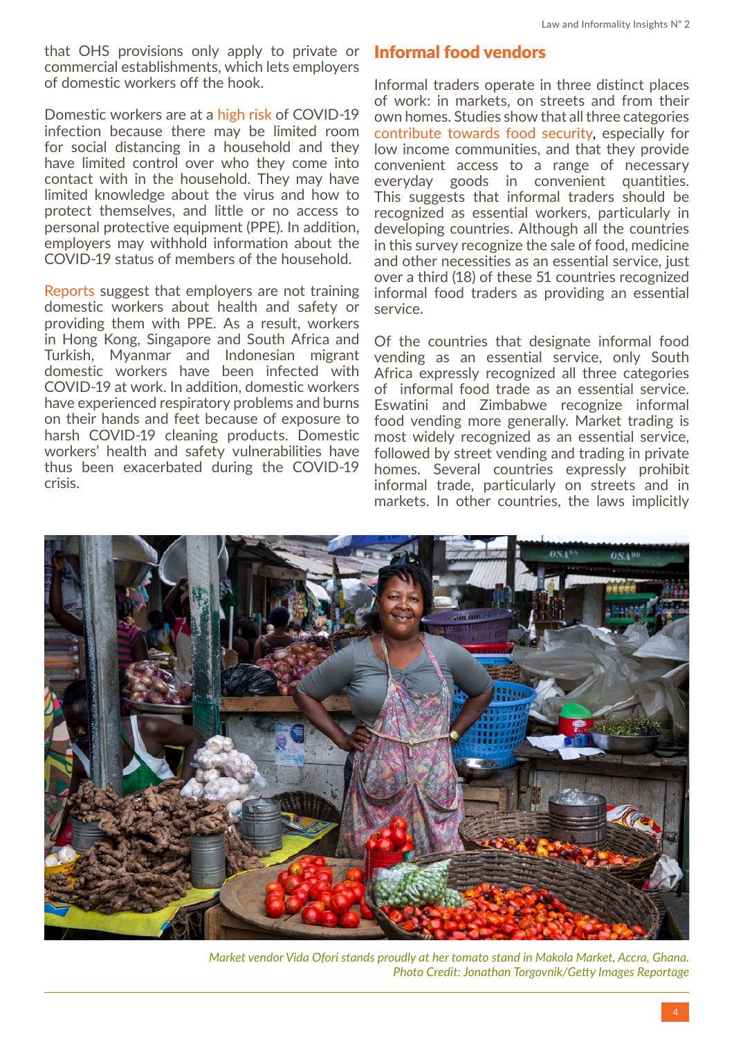that OHS provisions only apply to private or commercial establishments, which lets employers of domestic workers off the hook.

Domestic workers are at a high risk of COVID-19 infection because there may be limited room for social distancing in a household and they have limited control over who they come into contact with in the household. They may have limited knowledge about the virus and how to protect themselves, and little or no access to personal protective equipment (PPE). In addition, employers may withhold information about the COVID-19 status of members of the household.

Reports suggest that employers are not training domestic workers about health and safety or providing them with PPE. As a result, workers in Hong Kong, Singapore and South Africa and Turkish, Myanmar and Indonesian migrant domestic workers have been infected with COVID-19 at work. In addition, domestic workers have experienced respiratory problems and burns on their hands and feet because of exposure to harsh COVID-19 cleaning products. Domestic workers' health and safety vulnerabilities have thus been exacerbated during the COVID-19 crisis.

## Informal food vendors

Informal traders operate in three distinct places of work: in markets, on streets and from their own homes. Studies show that all three categories contribute towards food security, especially for low income communities, and that they provide convenient access to a range of necessary everyday goods in convenient quantities. This suggests that informal traders should be recognized as essential workers, particularly in developing countries. Although all the countries in this survey recognize the sale of food, medicine and other necessities as an essential service, just over a third (18) of these 51 countries recognized informal food traders as providing an essential service.

Of the countries that designate informal food vending as an essential service, only South Africa expressly recognized all three categories of informal food trade as an essential service. Eswatini and Zimbabwe recognize informal food vending more generally. Market trading is most widely recognized as an essential service, followed by street vending and trading in private homes. Several countries expressly prohibit informal trade, particularly on streets and in markets. In other countries, the laws implicitly

*Market vendor Vida Ofori stands proudly at her tomato stand in Makola Market, Accra, Ghana. Photo Credit: Jonathan Torgovnik/Getty Images Reportage*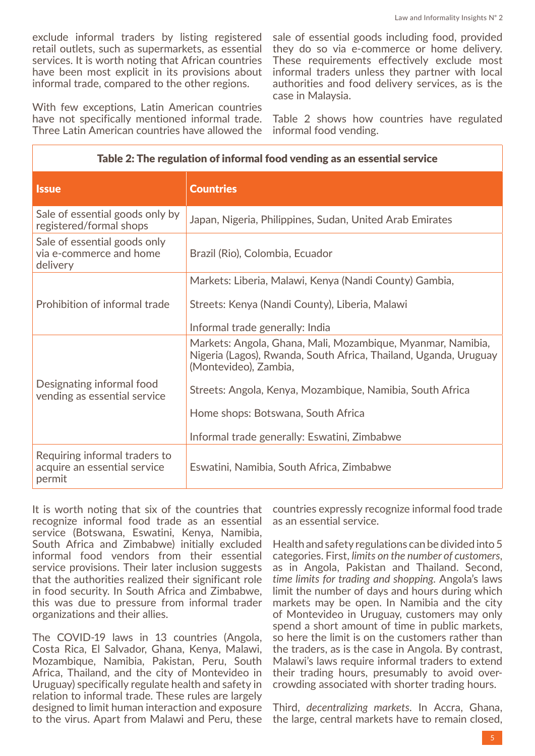exclude informal traders by listing registered retail outlets, such as supermarkets, as essential services. It is worth noting that African countries have been most explicit in its provisions about informal trade, compared to the other regions.

With few exceptions, Latin American countries have not specifically mentioned informal trade. Three Latin American countries have allowed the sale of essential goods including food, provided they do so via e-commerce or home delivery. These requirements effectively exclude most informal traders unless they partner with local authorities and food delivery services, as is the case in Malaysia.

Table 2 shows how countries have regulated informal food vending.

**Table 2: The regulation of informal food vending as an essential service**

| Issue | Countries |
|---|---|
| Sale of essential goods only by registered/formal shops | Japan, Nigeria, Philippines, Sudan, United Arab Emirates |
| Sale of essential goods only via e-commerce and home delivery | Brazil (Rio), Colombia, Ecuador |
| Prohibition of informal trade | Markets: Liberia, Malawi, Kenya (Nandi County) Gambia,<br><br>Streets: Kenya (Nandi County), Liberia, Malawi<br><br>Informal trade generally: India |
| Designating informal food vending as essential service | Markets: Angola, Ghana, Mali, Mozambique, Myanmar, Namibia, Nigeria (Lagos), Rwanda, South Africa, Thailand, Uganda, Uruguay (Montevideo), Zambia,<br><br>Streets: Angola, Kenya, Mozambique, Namibia, South Africa<br><br>Home shops: Botswana, South Africa<br><br>Informal trade generally: Eswatini, Zimbabwe |
| Requiring informal traders to acquire an essential service permit | Eswatini, Namibia, South Africa, Zimbabwe |

It is worth noting that six of the countries that recognize informal food trade as an essential service (Botswana, Eswatini, Kenya, Namibia, South Africa and Zimbabwe) initially excluded informal food vendors from their essential service provisions. Their later inclusion suggests that the authorities realized their significant role in food security. In South Africa and Zimbabwe, this was due to pressure from informal trader organizations and their allies.

The COVID-19 laws in 13 countries (Angola, Costa Rica, El Salvador, Ghana, Kenya, Malawi, Mozambique, Namibia, Pakistan, Peru, South Africa, Thailand, and the city of Montevideo in Uruguay) specifically regulate health and safety in relation to informal trade. These rules are largely designed to limit human interaction and exposure to the virus. Apart from Malawi and Peru, these countries expressly recognize informal food trade as an essential service.

Health and safety regulations can be divided into 5 categories. First, *limits on the number of customers*, as in Angola, Pakistan and Thailand. Second, *time limits for trading and shopping.* Angola's laws limit the number of days and hours during which markets may be open. In Namibia and the city of Montevideo in Uruguay, customers may only spend a short amount of time in public markets, so here the limit is on the customers rather than the traders, as is the case in Angola. By contrast, Malawi's laws require informal traders to extend their trading hours, presumably to avoid over-crowding associated with shorter trading hours.

Third, *decentralizing markets*. In Accra, Ghana, the large, central markets have to remain closed,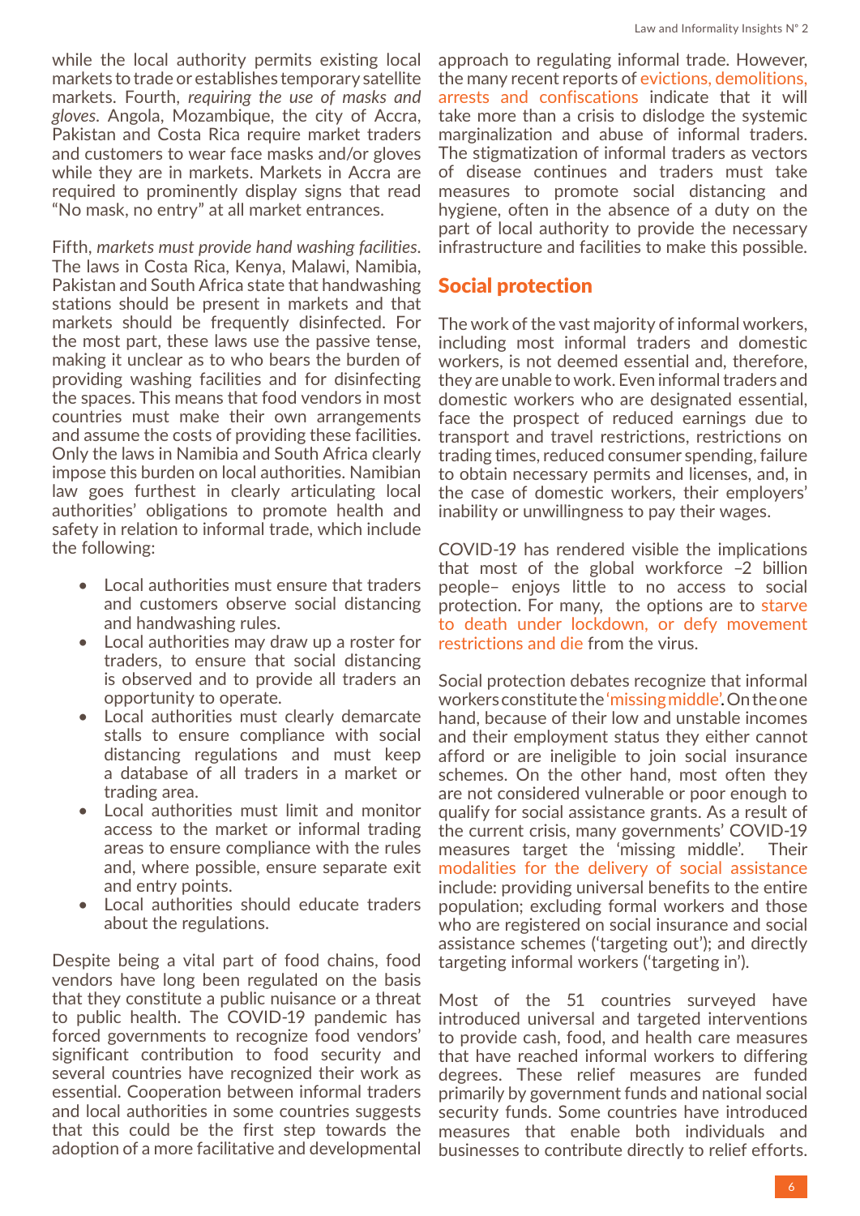while the local authority permits existing local markets to trade or establishes temporary satellite markets. Fourth, *requiring the use of masks and gloves*. Angola, Mozambique, the city of Accra, Pakistan and Costa Rica require market traders and customers to wear face masks and/or gloves while they are in markets. Markets in Accra are required to prominently display signs that read "No mask, no entry" at all market entrances.

Fifth, *markets must provide hand washing facilities*. The laws in Costa Rica, Kenya, Malawi, Namibia, Pakistan and South Africa state that handwashing stations should be present in markets and that markets should be frequently disinfected. For the most part, these laws use the passive tense, making it unclear as to who bears the burden of providing washing facilities and for disinfecting the spaces. This means that food vendors in most countries must make their own arrangements and assume the costs of providing these facilities. Only the laws in Namibia and South Africa clearly impose this burden on local authorities. Namibian law goes furthest in clearly articulating local authorities' obligations to promote health and safety in relation to informal trade, which include the following:

- Local authorities must ensure that traders and customers observe social distancing and handwashing rules.
- Local authorities may draw up a roster for traders, to ensure that social distancing is observed and to provide all traders an opportunity to operate.
- Local authorities must clearly demarcate stalls to ensure compliance with social distancing regulations and must keep a database of all traders in a market or trading area.
- Local authorities must limit and monitor access to the market or informal trading areas to ensure compliance with the rules and, where possible, ensure separate exit and entry points.
- Local authorities should educate traders about the regulations.

Despite being a vital part of food chains, food vendors have long been regulated on the basis that they constitute a public nuisance or a threat to public health. The COVID-19 pandemic has forced governments to recognize food vendors' significant contribution to food security and several countries have recognized their work as essential. Cooperation between informal traders and local authorities in some countries suggests that this could be the first step towards the adoption of a more facilitative and developmental approach to regulating informal trade. However, the many recent reports of evictions, demolitions, arrests and confiscations indicate that it will take more than a crisis to dislodge the systemic marginalization and abuse of informal traders. The stigmatization of informal traders as vectors of disease continues and traders must take measures to promote social distancing and hygiene, often in the absence of a duty on the part of local authority to provide the necessary infrastructure and facilities to make this possible.

## Social protection

The work of the vast majority of informal workers, including most informal traders and domestic workers, is not deemed essential and, therefore, they are unable to work. Even informal traders and domestic workers who are designated essential, face the prospect of reduced earnings due to transport and travel restrictions, restrictions on trading times, reduced consumer spending, failure to obtain necessary permits and licenses, and, in the case of domestic workers, their employers' inability or unwillingness to pay their wages.

COVID-19 has rendered visible the implications that most of the global workforce –2 billion people– enjoys little to no access to social protection. For many, the options are to starve to death under lockdown, or defy movement restrictions and die from the virus.

Social protection debates recognize that informal workers constitute the 'missing middle'. On the one hand, because of their low and unstable incomes and their employment status they either cannot afford or are ineligible to join social insurance schemes. On the other hand, most often they are not considered vulnerable or poor enough to qualify for social assistance grants. As a result of the current crisis, many governments' COVID-19 measures target the 'missing middle'. Their modalities for the delivery of social assistance include: providing universal benefits to the entire population; excluding formal workers and those who are registered on social insurance and social assistance schemes ('targeting out'); and directly targeting informal workers ('targeting in').

Most of the 51 countries surveyed have introduced universal and targeted interventions to provide cash, food, and health care measures that have reached informal workers to differing degrees. These relief measures are funded primarily by government funds and national social security funds. Some countries have introduced measures that enable both individuals and businesses to contribute directly to relief efforts.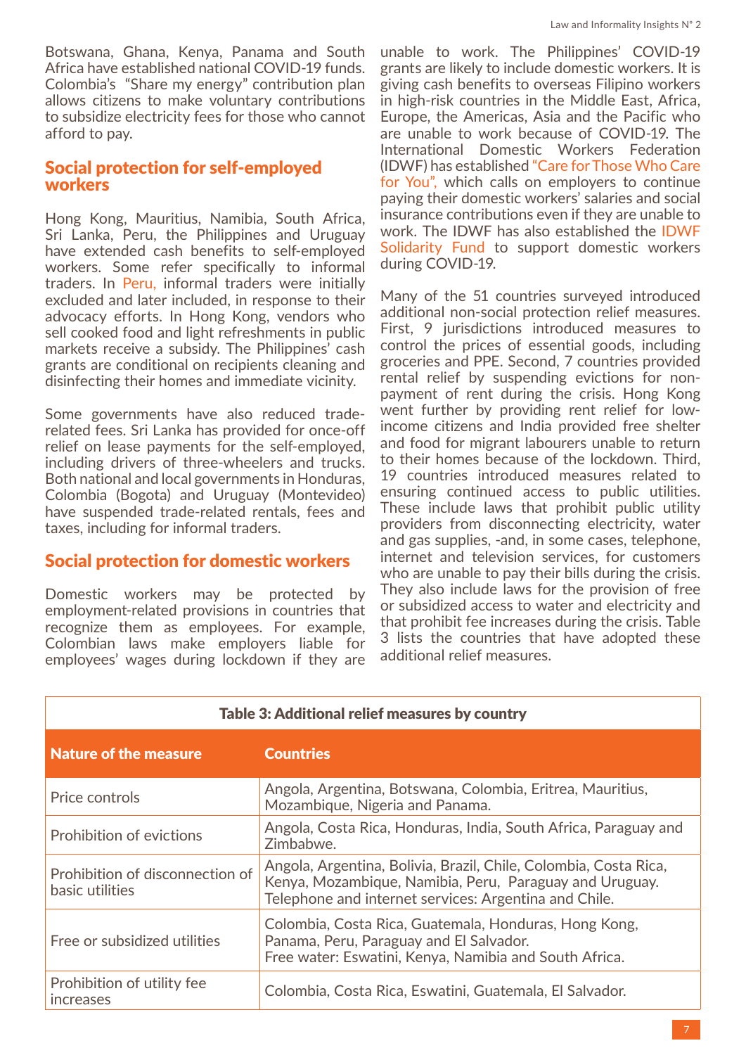Botswana, Ghana, Kenya, Panama and South Africa have established national COVID-19 funds. Colombia's "Share my energy" contribution plan allows citizens to make voluntary contributions to subsidize electricity fees for those who cannot afford to pay.

## Social protection for self-employed workers

Hong Kong, Mauritius, Namibia, South Africa, Sri Lanka, Peru, the Philippines and Uruguay have extended cash benefits to self-employed workers. Some refer specifically to informal traders. In Peru, informal traders were initially excluded and later included, in response to their advocacy efforts. In Hong Kong, vendors who sell cooked food and light refreshments in public markets receive a subsidy. The Philippines' cash grants are conditional on recipients cleaning and disinfecting their homes and immediate vicinity.

Some governments have also reduced trade-related fees. Sri Lanka has provided for once-off relief on lease payments for the self-employed, including drivers of three-wheelers and trucks. Both national and local governments in Honduras, Colombia (Bogota) and Uruguay (Montevideo) have suspended trade-related rentals, fees and taxes, including for informal traders.

## Social protection for domestic workers

Domestic workers may be protected by employment-related provisions in countries that recognize them as employees. For example, Colombian laws make employers liable for employees' wages during lockdown if they are unable to work. The Philippines' COVID-19 grants are likely to include domestic workers. It is giving cash benefits to overseas Filipino workers in high-risk countries in the Middle East, Africa, Europe, the Americas, Asia and the Pacific who are unable to work because of COVID-19. The International Domestic Workers Federation (IDWF) has established "Care for Those Who Care for You", which calls on employers to continue paying their domestic workers' salaries and social insurance contributions even if they are unable to work. The IDWF has also established the IDWF Solidarity Fund to support domestic workers during COVID-19.

Many of the 51 countries surveyed introduced additional non-social protection relief measures. First, 9 jurisdictions introduced measures to control the prices of essential goods, including groceries and PPE. Second, 7 countries provided rental relief by suspending evictions for non-payment of rent during the crisis. Hong Kong went further by providing rent relief for low-income citizens and India provided free shelter and food for migrant labourers unable to return to their homes because of the lockdown. Third, 19 countries introduced measures related to ensuring continued access to public utilities. These include laws that prohibit public utility providers from disconnecting electricity, water and gas supplies, -and, in some cases, telephone, internet and television services, for customers who are unable to pay their bills during the crisis. They also include laws for the provision of free or subsidized access to water and electricity and that prohibit fee increases during the crisis. Table 3 lists the countries that have adopted these additional relief measures.

**Table 3: Additional relief measures by country**

| Nature of the measure | Countries |
|---|---|
| Price controls | Angola, Argentina, Botswana, Colombia, Eritrea, Mauritius, Mozambique, Nigeria and Panama. |
| Prohibition of evictions | Angola, Costa Rica, Honduras, India, South Africa, Paraguay and Zimbabwe. |
| Prohibition of disconnection of basic utilities | Angola, Argentina, Bolivia, Brazil, Chile, Colombia, Costa Rica, Kenya, Mozambique, Namibia, Peru, Paraguay and Uruguay. Telephone and internet services: Argentina and Chile. |
| Free or subsidized utilities | Colombia, Costa Rica, Guatemala, Honduras, Hong Kong, Panama, Peru, Paraguay and El Salvador. Free water: Eswatini, Kenya, Namibia and South Africa. |
| Prohibition of utility fee increases | Colombia, Costa Rica, Eswatini, Guatemala, El Salvador. |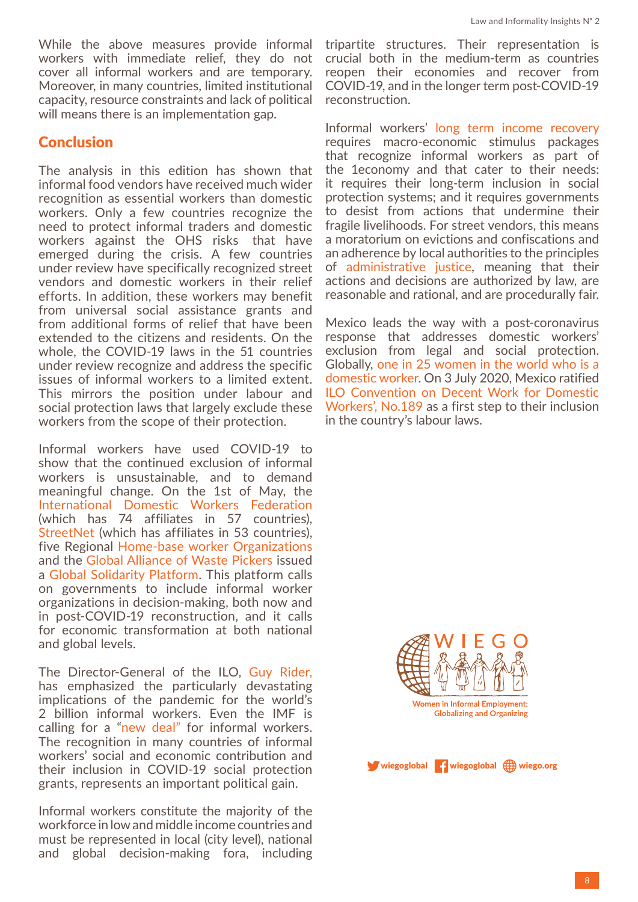While the above measures provide informal workers with immediate relief, they do not cover all informal workers and are temporary. Moreover, in many countries, limited institutional capacity, resource constraints and lack of political will means there is an implementation gap.

## Conclusion

The analysis in this edition has shown that informal food vendors have received much wider recognition as essential workers than domestic workers. Only a few countries recognize the need to protect informal traders and domestic workers against the OHS risks that have emerged during the crisis. A few countries under review have specifically recognized street vendors and domestic workers in their relief efforts. In addition, these workers may benefit from universal social assistance grants and from additional forms of relief that have been extended to the citizens and residents. On the whole, the COVID-19 laws in the 51 countries under review recognize and address the specific issues of informal workers to a limited extent. This mirrors the position under labour and social protection laws that largely exclude these workers from the scope of their protection.

Informal workers have used COVID-19 to show that the continued exclusion of informal workers is unsustainable, and to demand meaningful change. On the 1st of May, the International Domestic Workers Federation (which has 74 affiliates in 57 countries), StreetNet (which has affiliates in 53 countries), five Regional Home-base worker Organizations and the Global Alliance of Waste Pickers issued a Global Solidarity Platform. This platform calls on governments to include informal worker organizations in decision-making, both now and in post-COVID-19 reconstruction, and it calls for economic transformation at both national and global levels.

The Director-General of the ILO, Guy Rider, has emphasized the particularly devastating implications of the pandemic for the world's 2 billion informal workers. Even the IMF is calling for a "new deal" for informal workers. The recognition in many countries of informal workers' social and economic contribution and their inclusion in COVID-19 social protection grants, represents an important political gain.

Informal workers constitute the majority of the workforce in low and middle income countries and must be represented in local (city level), national and global decision-making fora, including tripartite structures. Their representation is crucial both in the medium-term as countries reopen their economies and recover from COVID-19, and in the longer term post-COVID-19 reconstruction.

Informal workers' long term income recovery requires macro-economic stimulus packages that recognize informal workers as part of the 1economy and that cater to their needs: it requires their long-term inclusion in social protection systems; and it requires governments to desist from actions that undermine their fragile livelihoods. For street vendors, this means a moratorium on evictions and confiscations and an adherence by local authorities to the principles of administrative justice, meaning that their actions and decisions are authorized by law, are reasonable and rational, and are procedurally fair.

Mexico leads the way with a post-coronavirus response that addresses domestic workers' exclusion from legal and social protection. Globally, one in 25 women in the world who is a domestic worker. On 3 July 2020, Mexico ratified ILO Convention on Decent Work for Domestic Workers', No.189 as a first step to their inclusion in the country's labour laws.

WIEGO
Women in Informal Employment: Globalizing and Organizing

wiegoglobal wiegoglobal wiego.org